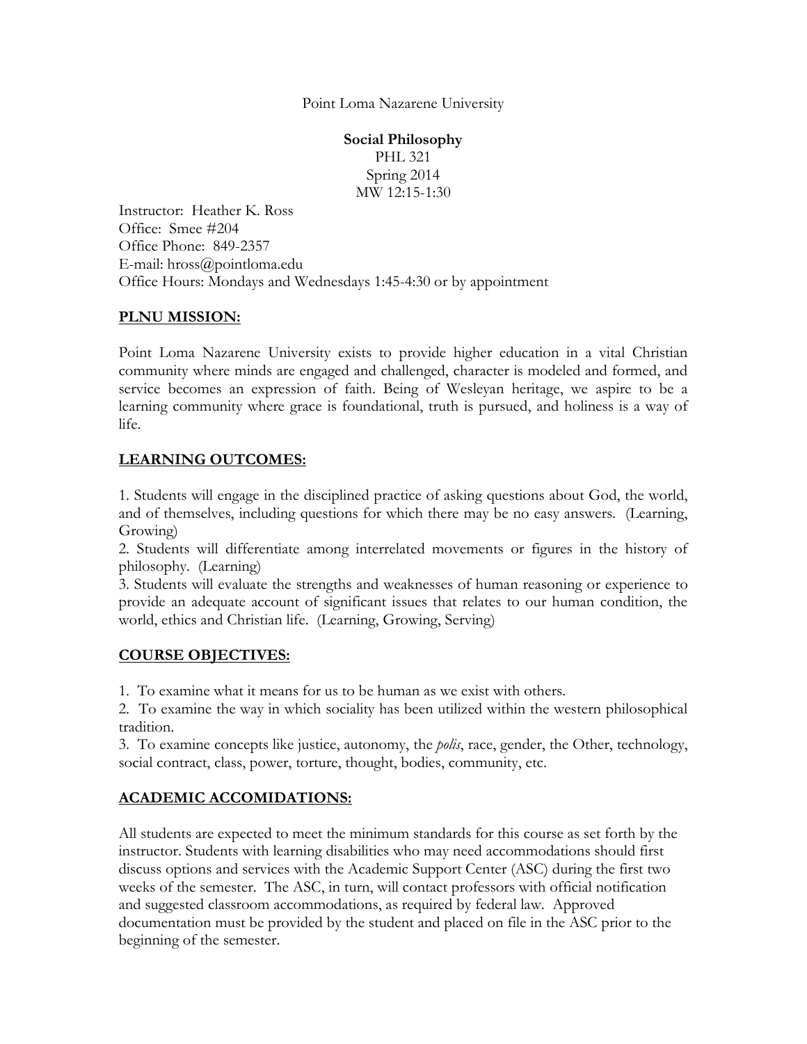Point Loma Nazarene University

**Social Philosophy**
PHL 321
Spring 2014
MW 12:15-1:30

Instructor: Heather K. Ross
Office: Smee #204
Office Phone: 849-2357
E-mail: hross@pointloma.edu
Office Hours: Mondays and Wednesdays 1:45-4:30 or by appointment

## PLNU MISSION:

Point Loma Nazarene University exists to provide higher education in a vital Christian community where minds are engaged and challenged, character is modeled and formed, and service becomes an expression of faith. Being of Wesleyan heritage, we aspire to be a learning community where grace is foundational, truth is pursued, and holiness is a way of life.

## LEARNING OUTCOMES:

1. Students will engage in the disciplined practice of asking questions about God, the world, and of themselves, including questions for which there may be no easy answers. (Learning, Growing)
2. Students will differentiate among interrelated movements or figures in the history of philosophy. (Learning)
3. Students will evaluate the strengths and weaknesses of human reasoning or experience to provide an adequate account of significant issues that relates to our human condition, the world, ethics and Christian life. (Learning, Growing, Serving)

## COURSE OBJECTIVES:

1. To examine what it means for us to be human as we exist with others.
2. To examine the way in which sociality has been utilized within the western philosophical tradition.
3. To examine concepts like justice, autonomy, the *polis*, race, gender, the Other, technology, social contract, class, power, torture, thought, bodies, community, etc.

## ACADEMIC ACCOMIDATIONS:

All students are expected to meet the minimum standards for this course as set forth by the instructor. Students with learning disabilities who may need accommodations should first discuss options and services with the Academic Support Center (ASC) during the first two weeks of the semester. The ASC, in turn, will contact professors with official notification and suggested classroom accommodations, as required by federal law. Approved documentation must be provided by the student and placed on file in the ASC prior to the beginning of the semester.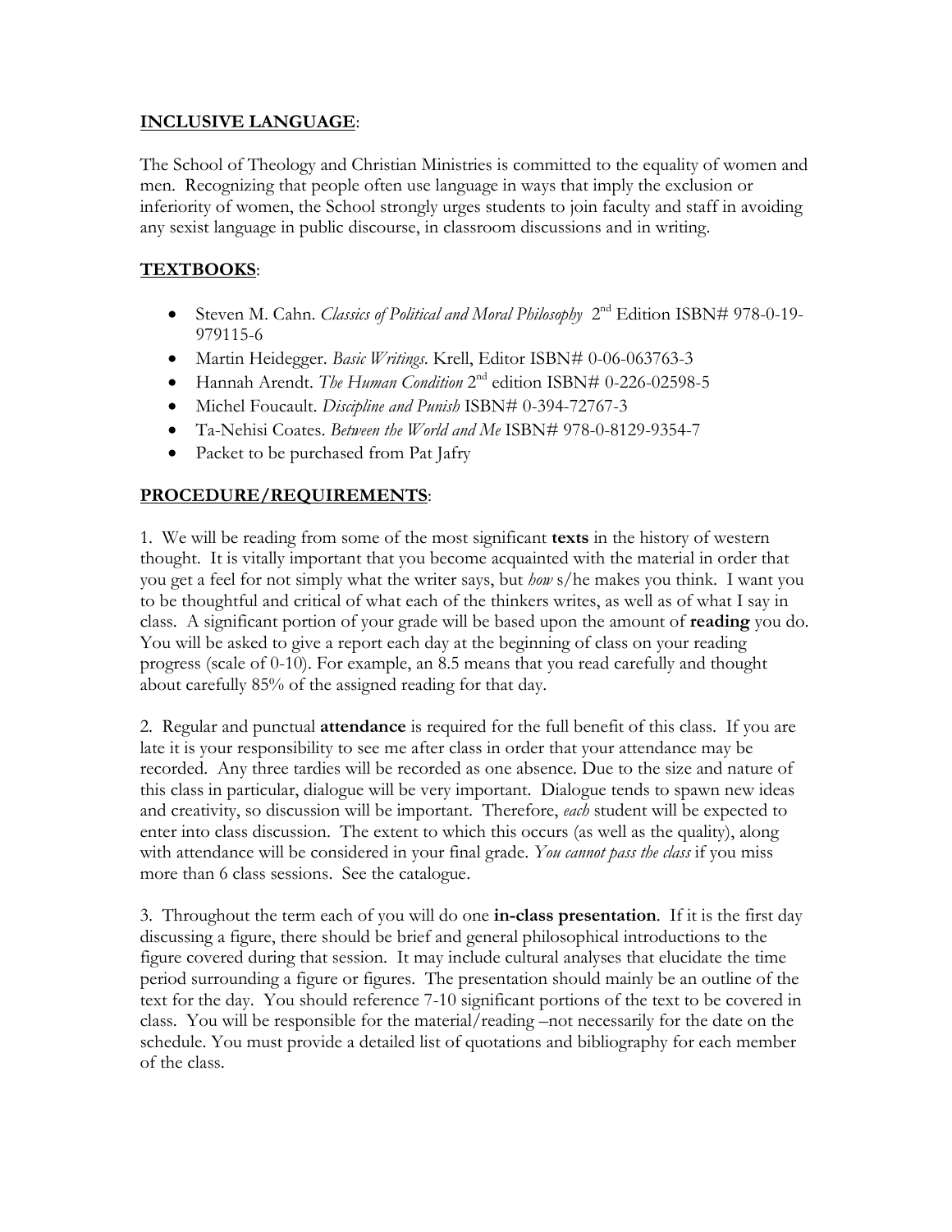## INCLUSIVE LANGUAGE:

The School of Theology and Christian Ministries is committed to the equality of women and men. Recognizing that people often use language in ways that imply the exclusion or inferiority of women, the School strongly urges students to join faculty and staff in avoiding any sexist language in public discourse, in classroom discussions and in writing.

## TEXTBOOKS:

- Steven M. Cahn. *Classics of Political and Moral Philosophy* 2nd Edition ISBN# 978-0-19-979115-6
- Martin Heidegger. *Basic Writings*. Krell, Editor ISBN# 0-06-063763-3
- Hannah Arendt. *The Human Condition* 2nd edition ISBN# 0-226-02598-5
- Michel Foucault. *Discipline and Punish* ISBN# 0-394-72767-3
- Ta-Nehisi Coates. *Between the World and Me* ISBN# 978-0-8129-9354-7
- Packet to be purchased from Pat Jafry

## PROCEDURE/REQUIREMENTS:

1. We will be reading from some of the most significant **texts** in the history of western thought. It is vitally important that you become acquainted with the material in order that you get a feel for not simply what the writer says, but *how* s/he makes you think. I want you to be thoughtful and critical of what each of the thinkers writes, as well as of what I say in class. A significant portion of your grade will be based upon the amount of **reading** you do. You will be asked to give a report each day at the beginning of class on your reading progress (scale of 0-10). For example, an 8.5 means that you read carefully and thought about carefully 85% of the assigned reading for that day.

2. Regular and punctual **attendance** is required for the full benefit of this class. If you are late it is your responsibility to see me after class in order that your attendance may be recorded. Any three tardies will be recorded as one absence. Due to the size and nature of this class in particular, dialogue will be very important. Dialogue tends to spawn new ideas and creativity, so discussion will be important. Therefore, *each* student will be expected to enter into class discussion. The extent to which this occurs (as well as the quality), along with attendance will be considered in your final grade. *You cannot pass the class* if you miss more than 6 class sessions. See the catalogue.

3. Throughout the term each of you will do one **in-class presentation**. If it is the first day discussing a figure, there should be brief and general philosophical introductions to the figure covered during that session. It may include cultural analyses that elucidate the time period surrounding a figure or figures. The presentation should mainly be an outline of the text for the day. You should reference 7-10 significant portions of the text to be covered in class. You will be responsible for the material/reading –not necessarily for the date on the schedule. You must provide a detailed list of quotations and bibliography for each member of the class.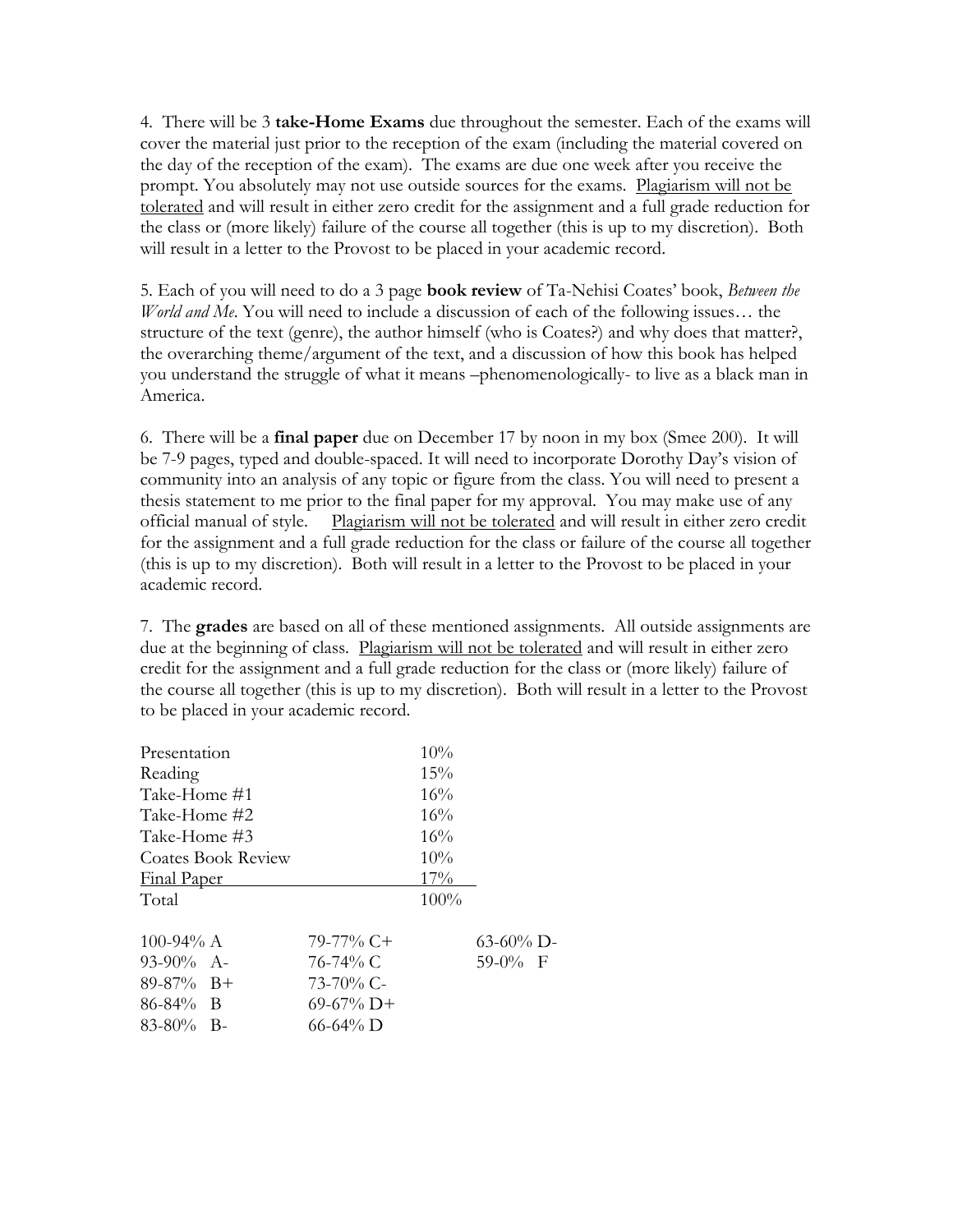4. There will be 3 **take-Home Exams** due throughout the semester. Each of the exams will cover the material just prior to the reception of the exam (including the material covered on the day of the reception of the exam). The exams are due one week after you receive the prompt. You absolutely may not use outside sources for the exams. <u>Plagiarism will not be tolerated</u> and will result in either zero credit for the assignment and a full grade reduction for the class or (more likely) failure of the course all together (this is up to my discretion). Both will result in a letter to the Provost to be placed in your academic record.

5. Each of you will need to do a 3 page **book review** of Ta-Nehisi Coates' book, *Between the World and Me*. You will need to include a discussion of each of the following issues… the structure of the text (genre), the author himself (who is Coates?) and why does that matter?, the overarching theme/argument of the text, and a discussion of how this book has helped you understand the struggle of what it means –phenomenologically- to live as a black man in America.

6. There will be a **final paper** due on December 17 by noon in my box (Smee 200). It will be 7-9 pages, typed and double-spaced. It will need to incorporate Dorothy Day's vision of community into an analysis of any topic or figure from the class. You will need to present a thesis statement to me prior to the final paper for my approval. You may make use of any official manual of style. <u>Plagiarism will not be tolerated</u> and will result in either zero credit for the assignment and a full grade reduction for the class or failure of the course all together (this is up to my discretion). Both will result in a letter to the Provost to be placed in your academic record.

7. The **grades** are based on all of these mentioned assignments. All outside assignments are due at the beginning of class. <u>Plagiarism will not be tolerated</u> and will result in either zero credit for the assignment and a full grade reduction for the class or (more likely) failure of the course all together (this is up to my discretion). Both will result in a letter to the Provost to be placed in your academic record.

| Assignment | Weight |
|---|---|
| Presentation | 10% |
| Reading | 15% |
| Take-Home #1 | 16% |
| Take-Home #2 | 16% |
| Take-Home #3 | 16% |
| Coates Book Review | 10% |
| Final Paper | 17% |
| Total | 100% |

| | | |
|---|---|---|
| 100-94% A | 79-77% C+ | 63-60% D- |
| 93-90% A- | 76-74% C | 59-0% F |
| 89-87% B+ | 73-70% C- | |
| 86-84% B | 69-67% D+ | |
| 83-80% B- | 66-64% D | |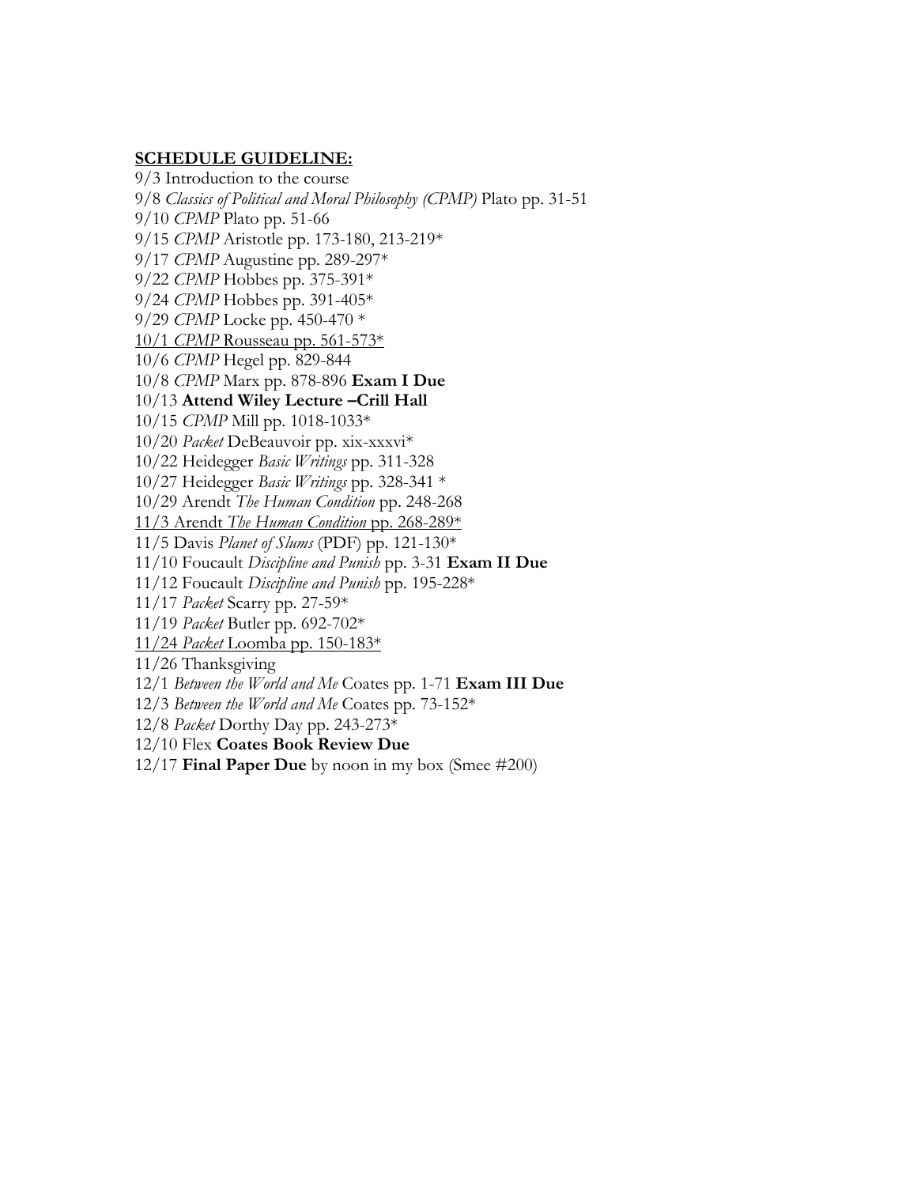**SCHEDULE GUIDELINE:**

9/3 Introduction to the course
9/8 *Classics of Political and Moral Philosophy (CPMP)* Plato pp. 31-51
9/10 *CPMP* Plato pp. 51-66
9/15 *CPMP* Aristotle pp. 173-180, 213-219*
9/17 *CPMP* Augustine pp. 289-297*
9/22 *CPMP* Hobbes pp. 375-391*
9/24 *CPMP* Hobbes pp. 391-405*
9/29 *CPMP* Locke pp. 450-470 *
<u>10/1 *CPMP* Rousseau pp. 561-573*</u>
10/6 *CPMP* Hegel pp. 829-844
10/8 *CPMP* Marx pp. 878-896 **Exam I Due**
10/13 **Attend Wiley Lecture –Crill Hall**
10/15 *CPMP* Mill pp. 1018-1033*
10/20 *Packet* DeBeauvoir pp. xix-xxxvi*
10/22 Heidegger *Basic Writings* pp. 311-328
10/27 Heidegger *Basic Writings* pp. 328-341 *
10/29 Arendt *The Human Condition* pp. 248-268
<u>11/3 Arendt *The Human Condition* pp. 268-289*</u>
11/5 Davis *Planet of Slums* (PDF) pp. 121-130*
11/10 Foucault *Discipline and Punish* pp. 3-31 **Exam II Due**
11/12 Foucault *Discipline and Punish* pp. 195-228*
11/17 *Packet* Scarry pp. 27-59*
11/19 *Packet* Butler pp. 692-702*
<u>11/24 *Packet* Loomba pp. 150-183*</u>
11/26 Thanksgiving
12/1 *Between the World and Me* Coates pp. 1-71 **Exam III Due**
12/3 *Between the World and Me* Coates pp. 73-152*
12/8 *Packet* Dorthy Day pp. 243-273*
12/10 Flex **Coates Book Review Due**
12/17 **Final Paper Due** by noon in my box (Smee #200)